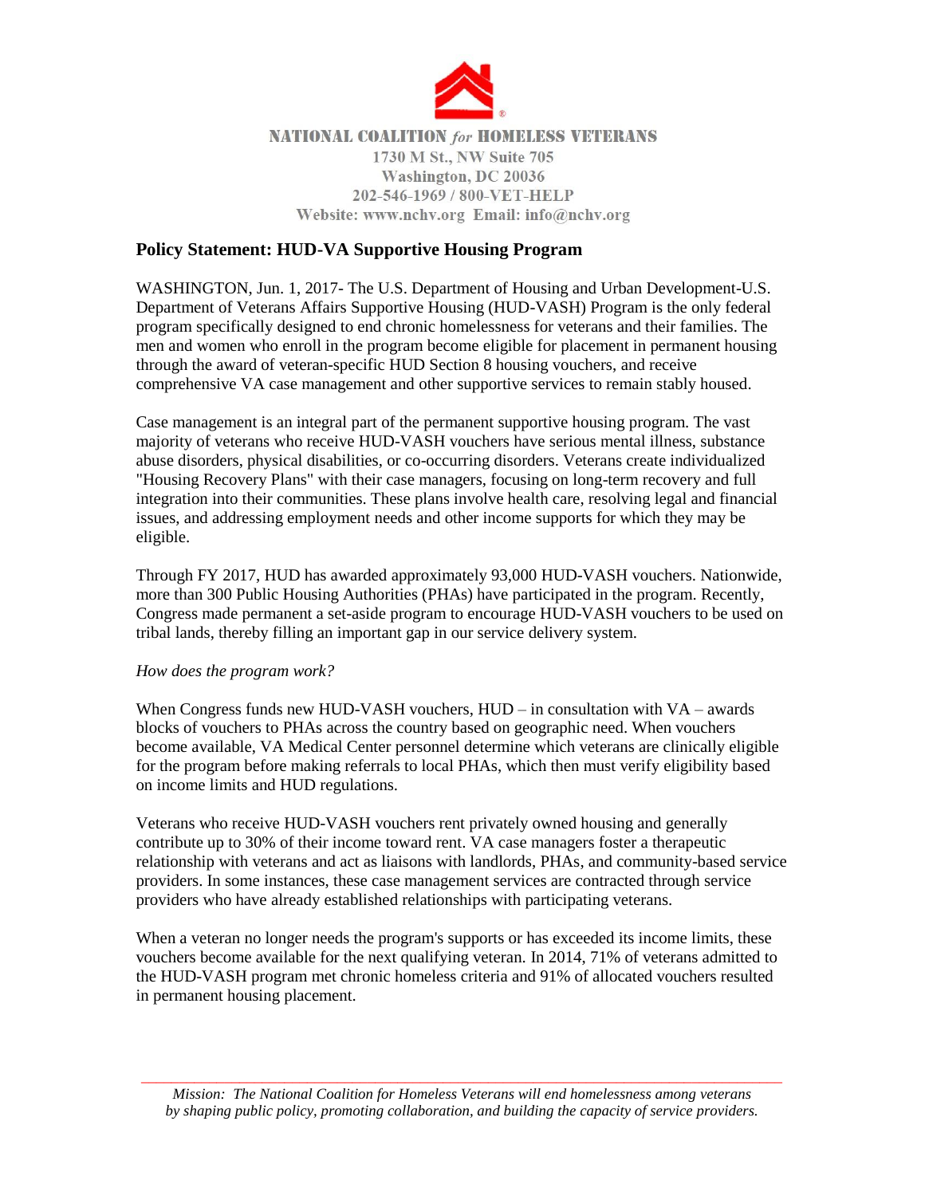NATIONAL COALITION *for* HOMELESS VETERANS
1730 M St., NW Suite 705
Washington, DC 20036
202-546-1969 / 800-VET-HELP
Website: www.nchv.org Email: info@nchv.org

## Policy Statement: HUD-VA Supportive Housing Program

WASHINGTON, Jun. 1, 2017- The U.S. Department of Housing and Urban Development-U.S. Department of Veterans Affairs Supportive Housing (HUD-VASH) Program is the only federal program specifically designed to end chronic homelessness for veterans and their families. The men and women who enroll in the program become eligible for placement in permanent housing through the award of veteran-specific HUD Section 8 housing vouchers, and receive comprehensive VA case management and other supportive services to remain stably housed.

Case management is an integral part of the permanent supportive housing program. The vast majority of veterans who receive HUD-VASH vouchers have serious mental illness, substance abuse disorders, physical disabilities, or co-occurring disorders. Veterans create individualized "Housing Recovery Plans" with their case managers, focusing on long-term recovery and full integration into their communities. These plans involve health care, resolving legal and financial issues, and addressing employment needs and other income supports for which they may be eligible.

Through FY 2017, HUD has awarded approximately 93,000 HUD-VASH vouchers. Nationwide, more than 300 Public Housing Authorities (PHAs) have participated in the program. Recently, Congress made permanent a set-aside program to encourage HUD-VASH vouchers to be used on tribal lands, thereby filling an important gap in our service delivery system.

*How does the program work?*

When Congress funds new HUD-VASH vouchers, HUD – in consultation with VA – awards blocks of vouchers to PHAs across the country based on geographic need. When vouchers become available, VA Medical Center personnel determine which veterans are clinically eligible for the program before making referrals to local PHAs, which then must verify eligibility based on income limits and HUD regulations.

Veterans who receive HUD-VASH vouchers rent privately owned housing and generally contribute up to 30% of their income toward rent. VA case managers foster a therapeutic relationship with veterans and act as liaisons with landlords, PHAs, and community-based service providers. In some instances, these case management services are contracted through service providers who have already established relationships with participating veterans.

When a veteran no longer needs the program's supports or has exceeded its income limits, these vouchers become available for the next qualifying veteran. In 2014, 71% of veterans admitted to the HUD-VASH program met chronic homeless criteria and 91% of allocated vouchers resulted in permanent housing placement.

*Mission: The National Coalition for Homeless Veterans will end homelessness among veterans by shaping public policy, promoting collaboration, and building the capacity of service providers.*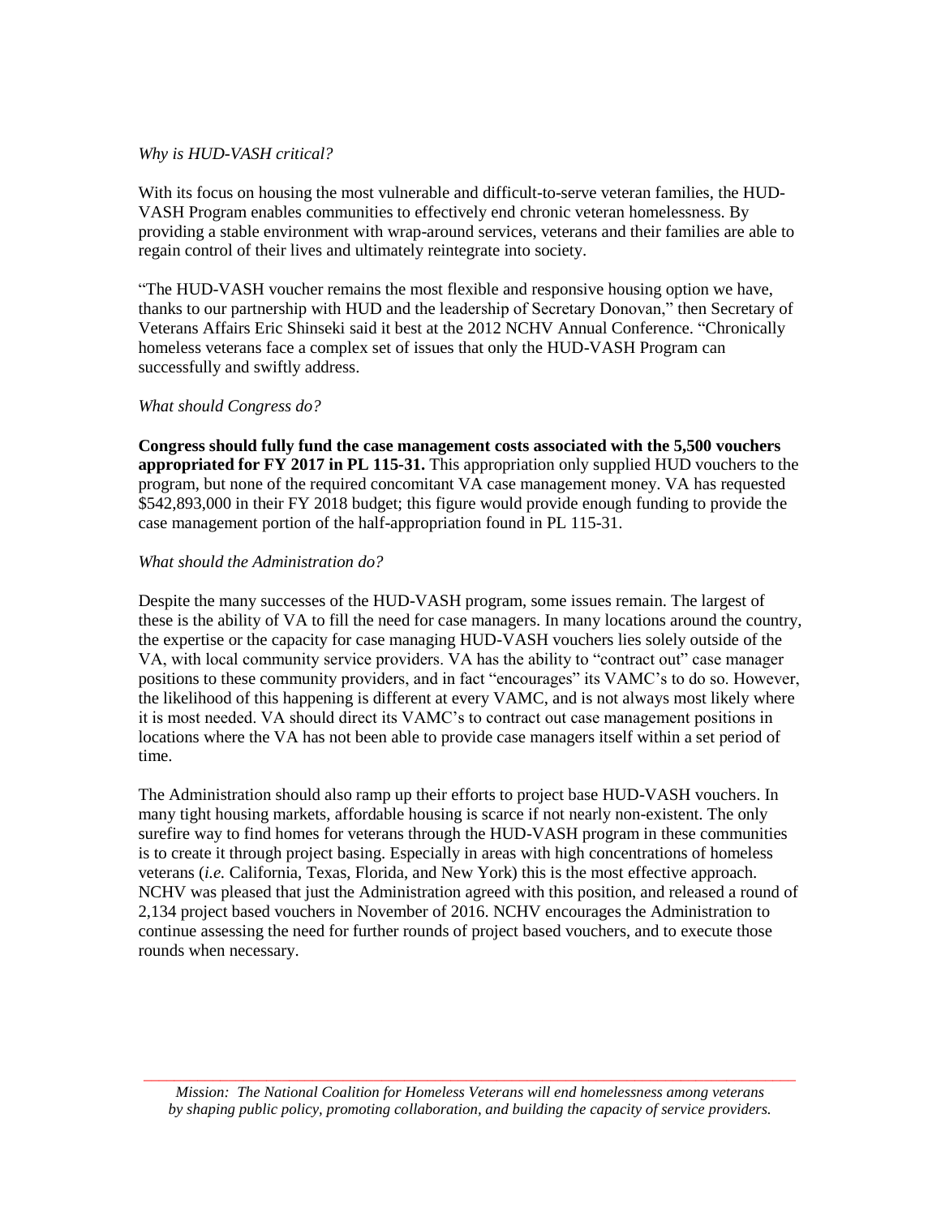*Why is HUD-VASH critical?*

With its focus on housing the most vulnerable and difficult-to-serve veteran families, the HUD-VASH Program enables communities to effectively end chronic veteran homelessness. By providing a stable environment with wrap-around services, veterans and their families are able to regain control of their lives and ultimately reintegrate into society.

"The HUD-VASH voucher remains the most flexible and responsive housing option we have, thanks to our partnership with HUD and the leadership of Secretary Donovan," then Secretary of Veterans Affairs Eric Shinseki said it best at the 2012 NCHV Annual Conference. "Chronically homeless veterans face a complex set of issues that only the HUD-VASH Program can successfully and swiftly address.

*What should Congress do?*

**Congress should fully fund the case management costs associated with the 5,500 vouchers appropriated for FY 2017 in PL 115-31.** This appropriation only supplied HUD vouchers to the program, but none of the required concomitant VA case management money. VA has requested $542,893,000 in their FY 2018 budget; this figure would provide enough funding to provide the case management portion of the half-appropriation found in PL 115-31.

*What should the Administration do?*

Despite the many successes of the HUD-VASH program, some issues remain. The largest of these is the ability of VA to fill the need for case managers. In many locations around the country, the expertise or the capacity for case managing HUD-VASH vouchers lies solely outside of the VA, with local community service providers. VA has the ability to "contract out" case manager positions to these community providers, and in fact "encourages" its VAMC's to do so. However, the likelihood of this happening is different at every VAMC, and is not always most likely where it is most needed. VA should direct its VAMC's to contract out case management positions in locations where the VA has not been able to provide case managers itself within a set period of time.

The Administration should also ramp up their efforts to project base HUD-VASH vouchers. In many tight housing markets, affordable housing is scarce if not nearly non-existent. The only surefire way to find homes for veterans through the HUD-VASH program in these communities is to create it through project basing. Especially in areas with high concentrations of homeless veterans (*i.e.* California, Texas, Florida, and New York) this is the most effective approach. NCHV was pleased that just the Administration agreed with this position, and released a round of 2,134 project based vouchers in November of 2016. NCHV encourages the Administration to continue assessing the need for further rounds of project based vouchers, and to execute those rounds when necessary.

*Mission: The National Coalition for Homeless Veterans will end homelessness among veterans by shaping public policy, promoting collaboration, and building the capacity of service providers.*